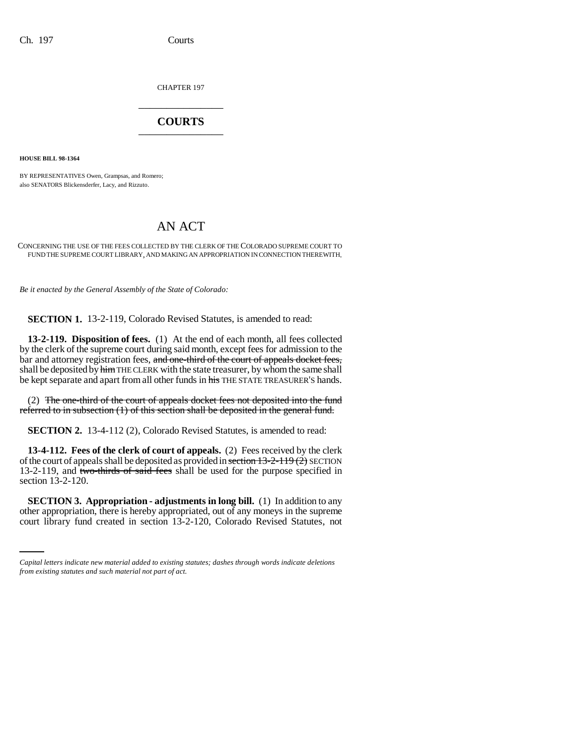CHAPTER 197

# COURTS

**HOUSE BILL 98-1364**

BY REPRESENTATIVES Owen, Grampsas, and Romero;
also SENATORS Blickensderfer, Lacy, and Rizzuto.

## AN ACT

CONCERNING THE USE OF THE FEES COLLECTED BY THE CLERK OF THE COLORADO SUPREME COURT TO FUND THE SUPREME COURT LIBRARY, AND MAKING AN APPROPRIATION IN CONNECTION THEREWITH.

*Be it enacted by the General Assembly of the State of Colorado:*

**SECTION 1.** 13-2-119, Colorado Revised Statutes, is amended to read:

**13-2-119. Disposition of fees.** (1) At the end of each month, all fees collected by the clerk of the supreme court during said month, except fees for admission to the bar and attorney registration fees, ~~and one-third of the court of appeals docket fees,~~ shall be deposited by ~~him~~ THE CLERK with the state treasurer, by whom the same shall be kept separate and apart from all other funds in ~~his~~ THE STATE TREASURER'S hands.

(2) ~~The one-third of the court of appeals docket fees not deposited into the fund referred to in subsection (1) of this section shall be deposited in the general fund.~~

**SECTION 2.** 13-4-112 (2), Colorado Revised Statutes, is amended to read:

**13-4-112. Fees of the clerk of court of appeals.** (2) Fees received by the clerk of the court of appeals shall be deposited as provided in ~~section 13-2-119 (2)~~ SECTION 13-2-119, and ~~two-thirds of said fees~~ shall be used for the purpose specified in section 13-2-120.

**SECTION 3. Appropriation - adjustments in long bill.** (1) In addition to any other appropriation, there is hereby appropriated, out of any moneys in the supreme court library fund created in section 13-2-120, Colorado Revised Statutes, not

*Capital letters indicate new material added to existing statutes; dashes through words indicate deletions from existing statutes and such material not part of act.*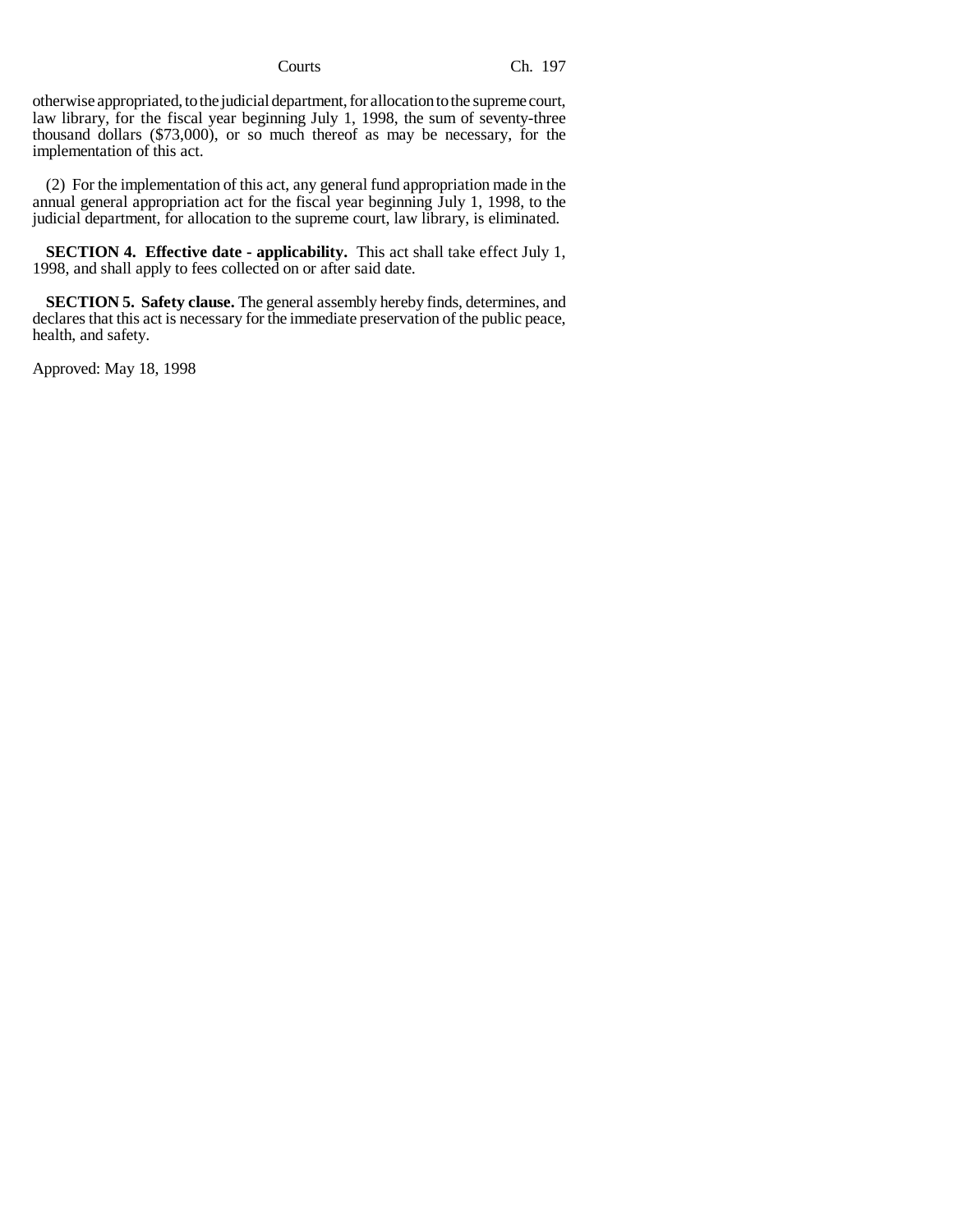otherwise appropriated, to the judicial department, for allocation to the supreme court, law library, for the fiscal year beginning July 1, 1998, the sum of seventy-three thousand dollars ($73,000), or so much thereof as may be necessary, for the implementation of this act.

(2) For the implementation of this act, any general fund appropriation made in the annual general appropriation act for the fiscal year beginning July 1, 1998, to the judicial department, for allocation to the supreme court, law library, is eliminated.

**SECTION 4. Effective date - applicability.** This act shall take effect July 1, 1998, and shall apply to fees collected on or after said date.

**SECTION 5. Safety clause.** The general assembly hereby finds, determines, and declares that this act is necessary for the immediate preservation of the public peace, health, and safety.

Approved: May 18, 1998